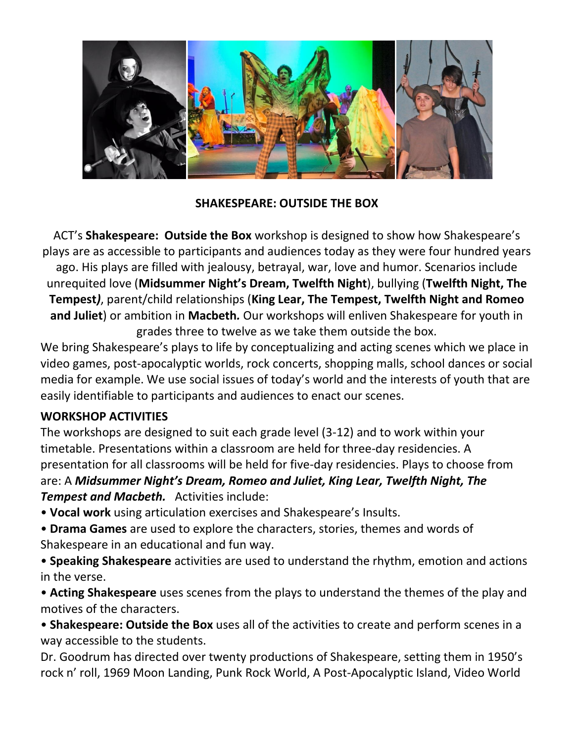## SHAKESPEARE: OUTSIDE THE BOX

ACT's **Shakespeare: Outside the Box** workshop is designed to show how Shakespeare's plays are as accessible to participants and audiences today as they were four hundred years ago. His plays are filled with jealousy, betrayal, war, love and humor. Scenarios include unrequited love (**Midsummer Night's Dream, Twelfth Night**), bullying (**Twelfth Night, The Tempest***)*, parent/child relationships (**King Lear, The Tempest, Twelfth Night and Romeo and Juliet**) or ambition in **Macbeth***.* Our workshops will enliven Shakespeare for youth in grades three to twelve as we take them outside the box.

We bring Shakespeare's plays to life by conceptualizing and acting scenes which we place in video games, post-apocalyptic worlds, rock concerts, shopping malls, school dances or social media for example. We use social issues of today's world and the interests of youth that are easily identifiable to participants and audiences to enact our scenes.

### WORKSHOP ACTIVITIES

The workshops are designed to suit each grade level (3-12) and to work within your timetable. Presentations within a classroom are held for three-day residencies. A presentation for all classrooms will be held for five-day residencies. Plays to choose from are: A ***Midsummer Night's Dream, Romeo and Juliet, King Lear, Twelfth Night, The Tempest and Macbeth.*** Activities include:

- **Vocal work** using articulation exercises and Shakespeare's Insults.
- **Drama Games** are used to explore the characters, stories, themes and words of Shakespeare in an educational and fun way.
- **Speaking Shakespeare** activities are used to understand the rhythm, emotion and actions in the verse.
- **Acting Shakespeare** uses scenes from the plays to understand the themes of the play and motives of the characters.
- **Shakespeare: Outside the Box** uses all of the activities to create and perform scenes in a way accessible to the students.

Dr. Goodrum has directed over twenty productions of Shakespeare, setting them in 1950's rock n' roll, 1969 Moon Landing, Punk Rock World, A Post-Apocalyptic Island, Video World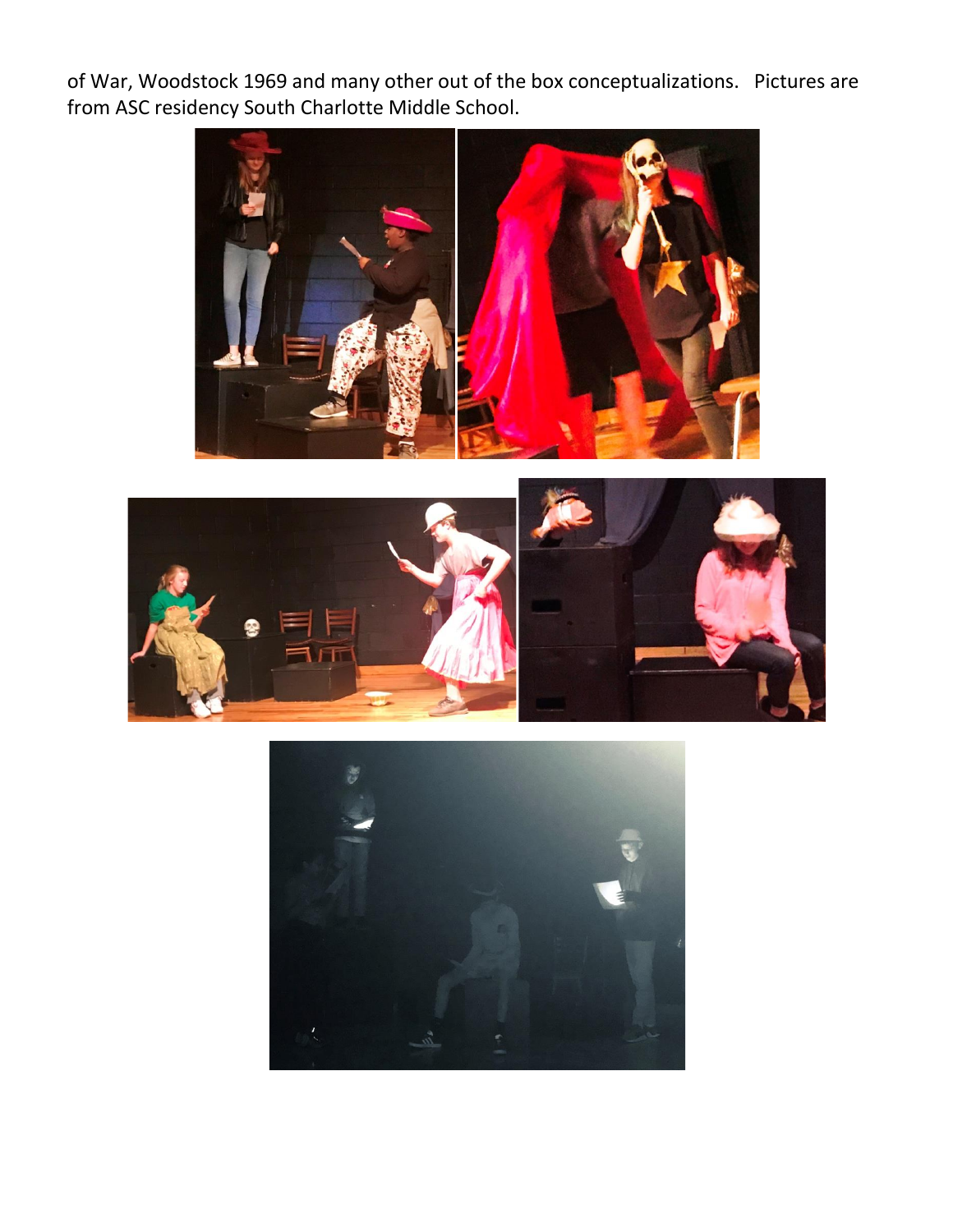of War, Woodstock 1969 and many other out of the box conceptualizations. Pictures are from ASC residency South Charlotte Middle School.